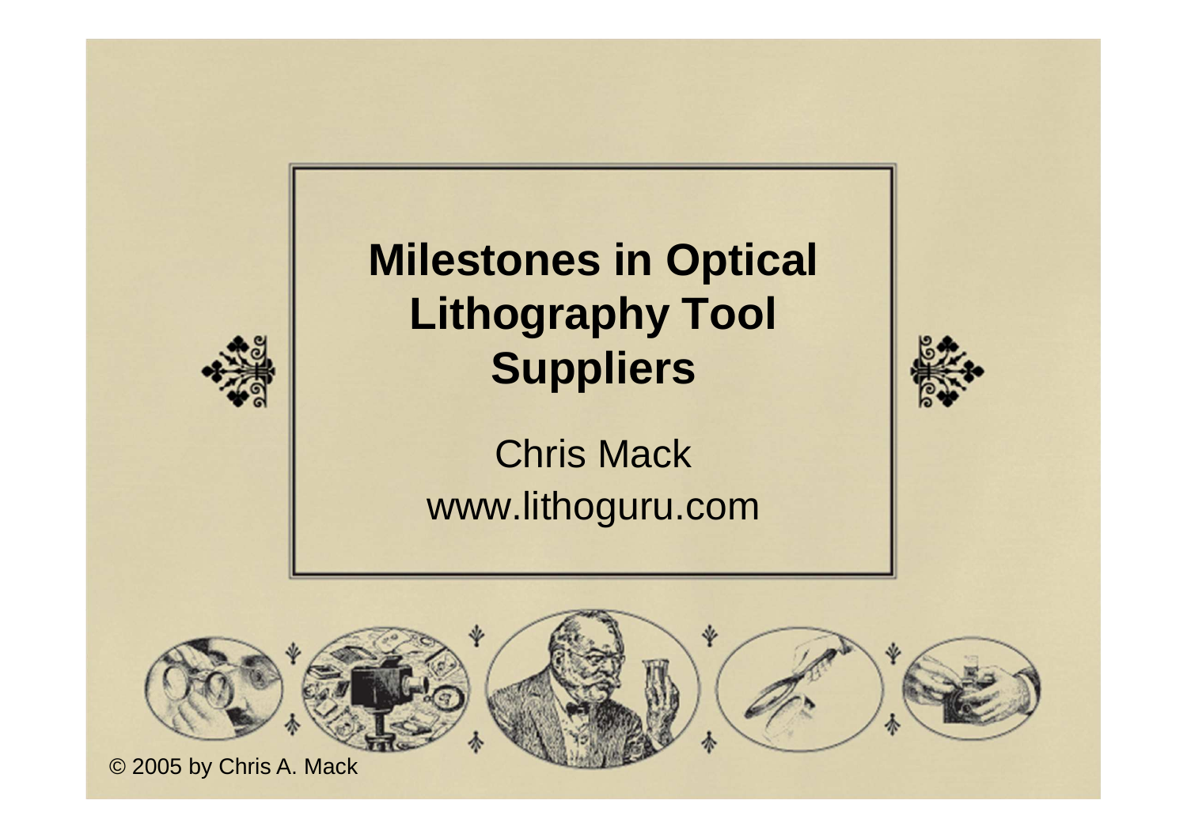# Milestones in Optical Lithography Tool Suppliers

Chris Mack
www.lithoguru.com

© 2005 by Chris A. Mack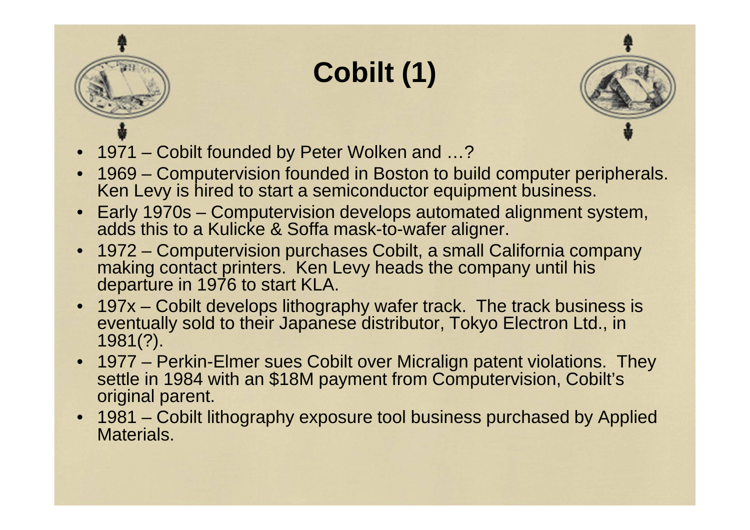# Cobilt (1)

- 1971 – Cobilt founded by Peter Wolken and …?
- 1969 – Computervision founded in Boston to build computer peripherals. Ken Levy is hired to start a semiconductor equipment business.
- Early 1970s – Computervision develops automated alignment system, adds this to a Kulicke & Soffa mask-to-wafer aligner.
- 1972 – Computervision purchases Cobilt, a small California company making contact printers. Ken Levy heads the company until his departure in 1976 to start KLA.
- 197x – Cobilt develops lithography wafer track. The track business is eventually sold to their Japanese distributor, Tokyo Electron Ltd., in 1981(?).
- 1977 – Perkin-Elmer sues Cobilt over Micralign patent violations. They settle in 1984 with an $18M payment from Computervision, Cobilt's original parent.
- 1981 – Cobilt lithography exposure tool business purchased by Applied Materials.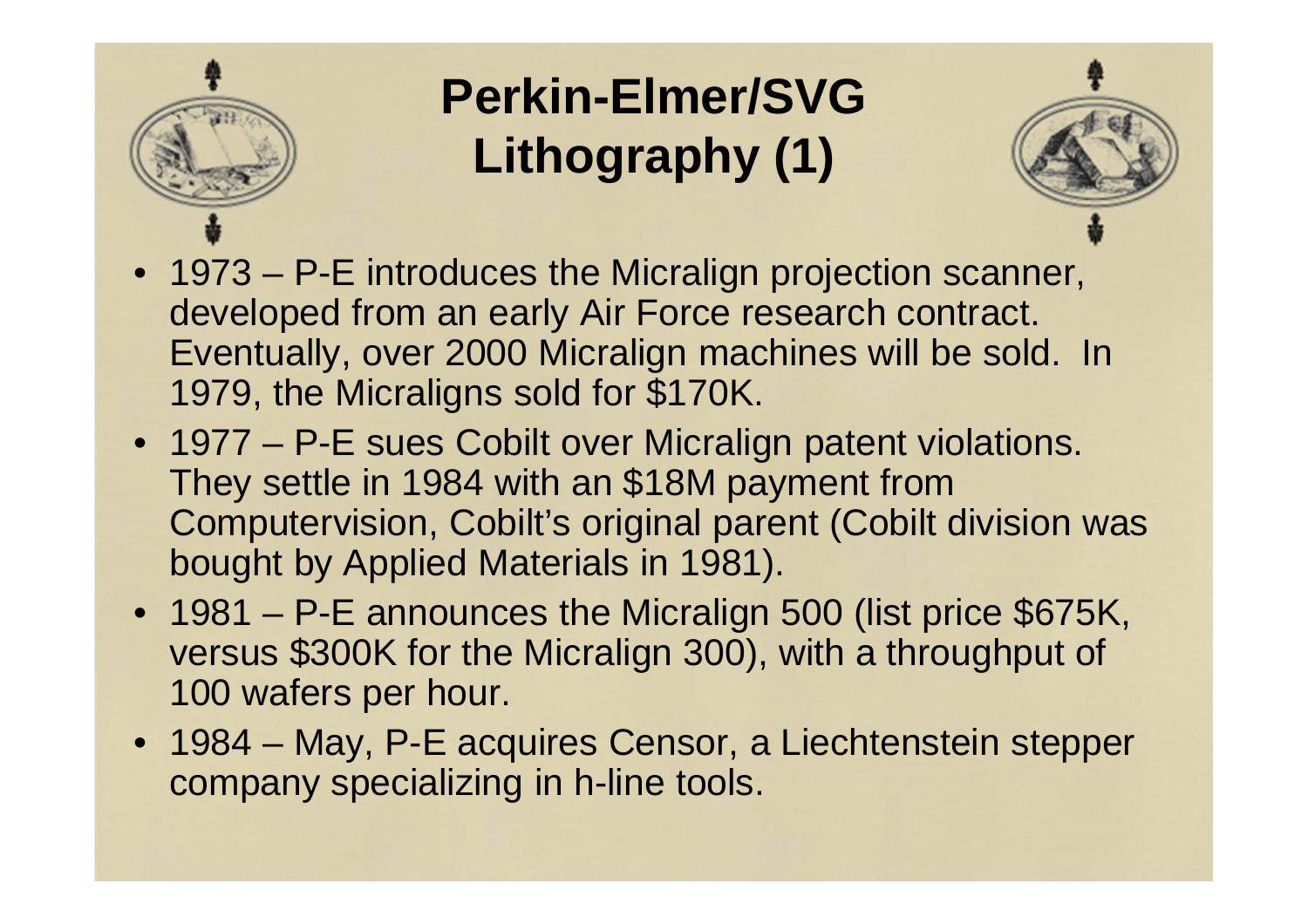# Perkin-Elmer/SVG Lithography (1)

- 1973 – P-E introduces the Micralign projection scanner, developed from an early Air Force research contract. Eventually, over 2000 Micralign machines will be sold. In 1979, the Micraligns sold for $170K.
- 1977 – P-E sues Cobilt over Micralign patent violations. They settle in 1984 with an $18M payment from Computervision, Cobilt's original parent (Cobilt division was bought by Applied Materials in 1981).
- 1981 – P-E announces the Micralign 500 (list price $675K, versus $300K for the Micralign 300), with a throughput of 100 wafers per hour.
- 1984 – May, P-E acquires Censor, a Liechtenstein stepper company specializing in h-line tools.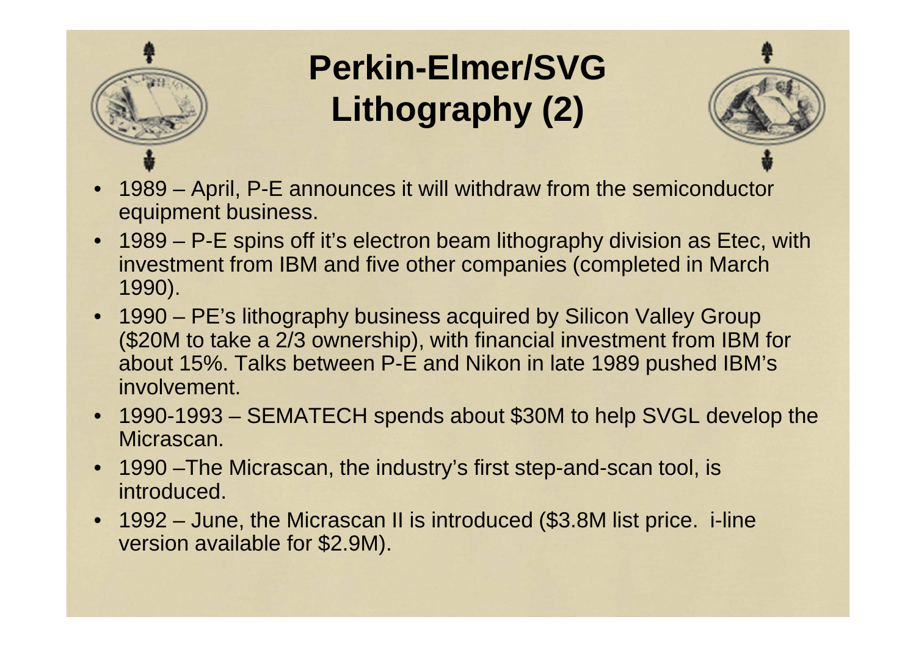# Perkin-Elmer/SVG Lithography (2)

- 1989 – April, P-E announces it will withdraw from the semiconductor equipment business.
- 1989 – P-E spins off it's electron beam lithography division as Etec, with investment from IBM and five other companies (completed in March 1990).
- 1990 – PE's lithography business acquired by Silicon Valley Group ($20M to take a 2/3 ownership), with financial investment from IBM for about 15%. Talks between P-E and Nikon in late 1989 pushed IBM's involvement.
- 1990-1993 – SEMATECH spends about $30M to help SVGL develop the Micrascan.
- 1990 –The Micrascan, the industry's first step-and-scan tool, is introduced.
- 1992 – June, the Micrascan II is introduced ($3.8M list price. i-line version available for $2.9M).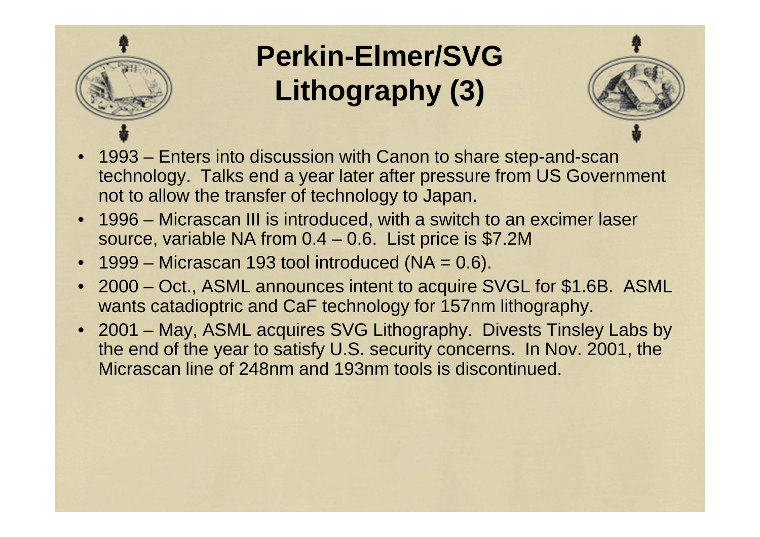# Perkin-Elmer/SVG Lithography (3)

- 1993 – Enters into discussion with Canon to share step-and-scan technology. Talks end a year later after pressure from US Government not to allow the transfer of technology to Japan.
- 1996 – Micrascan III is introduced, with a switch to an excimer laser source, variable NA from 0.4 – 0.6. List price is $7.2M
- 1999 – Micrascan 193 tool introduced (NA = 0.6).
- 2000 – Oct., ASML announces intent to acquire SVGL for $1.6B. ASML wants catadioptric and CaF technology for 157nm lithography.
- 2001 – May, ASML acquires SVG Lithography. Divests Tinsley Labs by the end of the year to satisfy U.S. security concerns. In Nov. 2001, the Micrascan line of 248nm and 193nm tools is discontinued.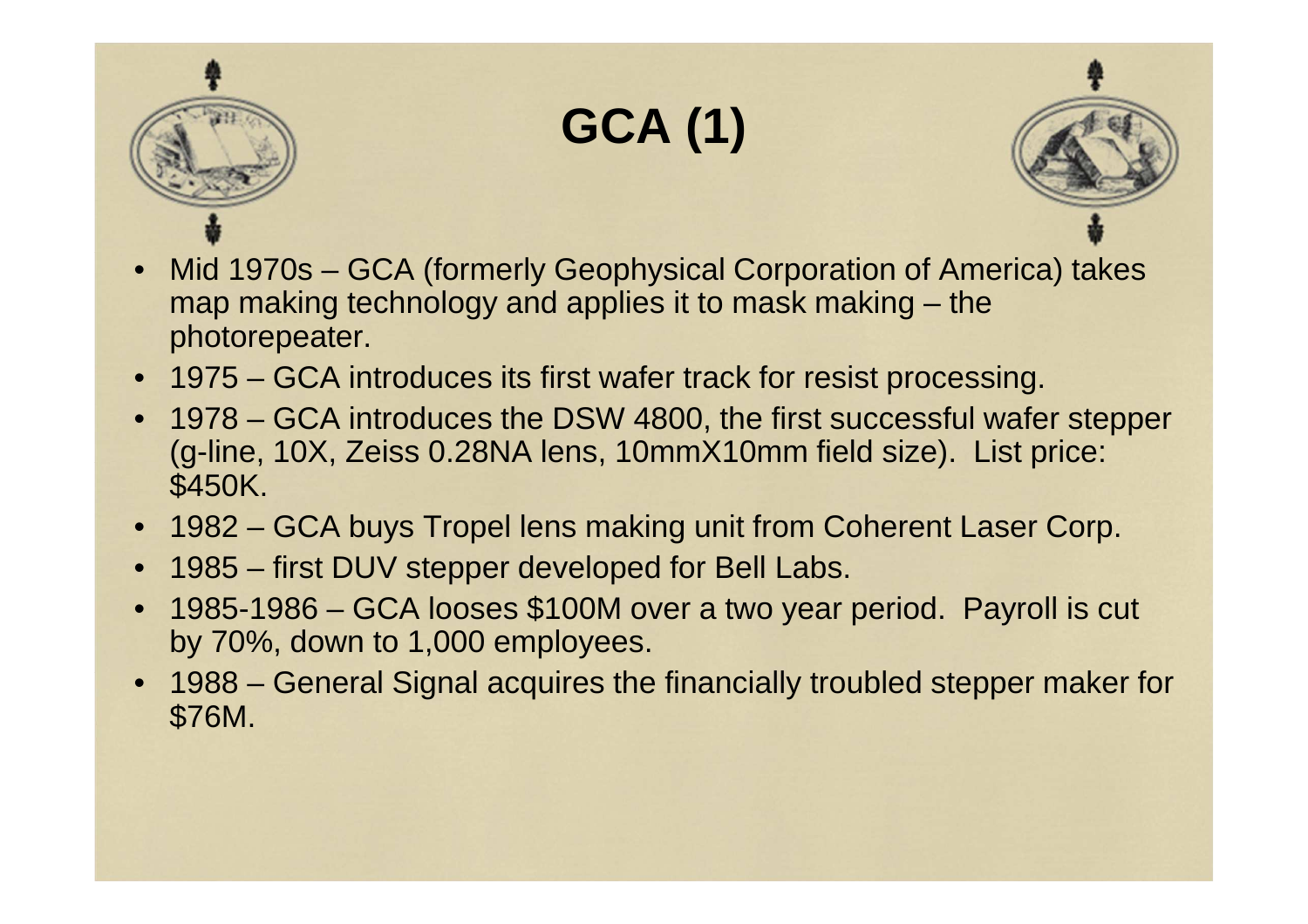# GCA (1)

- Mid 1970s – GCA (formerly Geophysical Corporation of America) takes map making technology and applies it to mask making – the photorepeater.
- 1975 – GCA introduces its first wafer track for resist processing.
- 1978 – GCA introduces the DSW 4800, the first successful wafer stepper (g-line, 10X, Zeiss 0.28NA lens, 10mmX10mm field size). List price: $450K.
- 1982 – GCA buys Tropel lens making unit from Coherent Laser Corp.
- 1985 – first DUV stepper developed for Bell Labs.
- 1985-1986 – GCA looses $100M over a two year period. Payroll is cut by 70%, down to 1,000 employees.
- 1988 – General Signal acquires the financially troubled stepper maker for $76M.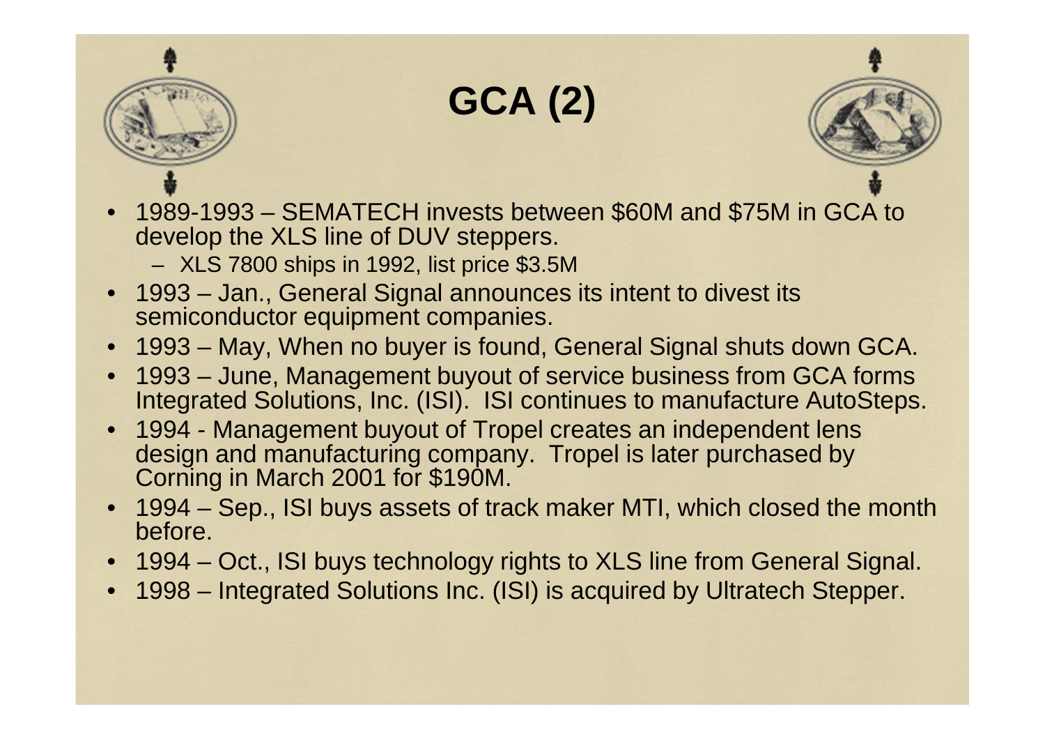# GCA (2)

- 1989-1993 – SEMATECH invests between $60M and $75M in GCA to develop the XLS line of DUV steppers.
  - XLS 7800 ships in 1992, list price $3.5M
- 1993 – Jan., General Signal announces its intent to divest its semiconductor equipment companies.
- 1993 – May, When no buyer is found, General Signal shuts down GCA.
- 1993 – June, Management buyout of service business from GCA forms Integrated Solutions, Inc. (ISI). ISI continues to manufacture AutoSteps.
- 1994 - Management buyout of Tropel creates an independent lens design and manufacturing company. Tropel is later purchased by Corning in March 2001 for $190M.
- 1994 – Sep., ISI buys assets of track maker MTI, which closed the month before.
- 1994 – Oct., ISI buys technology rights to XLS line from General Signal.
- 1998 – Integrated Solutions Inc. (ISI) is acquired by Ultratech Stepper.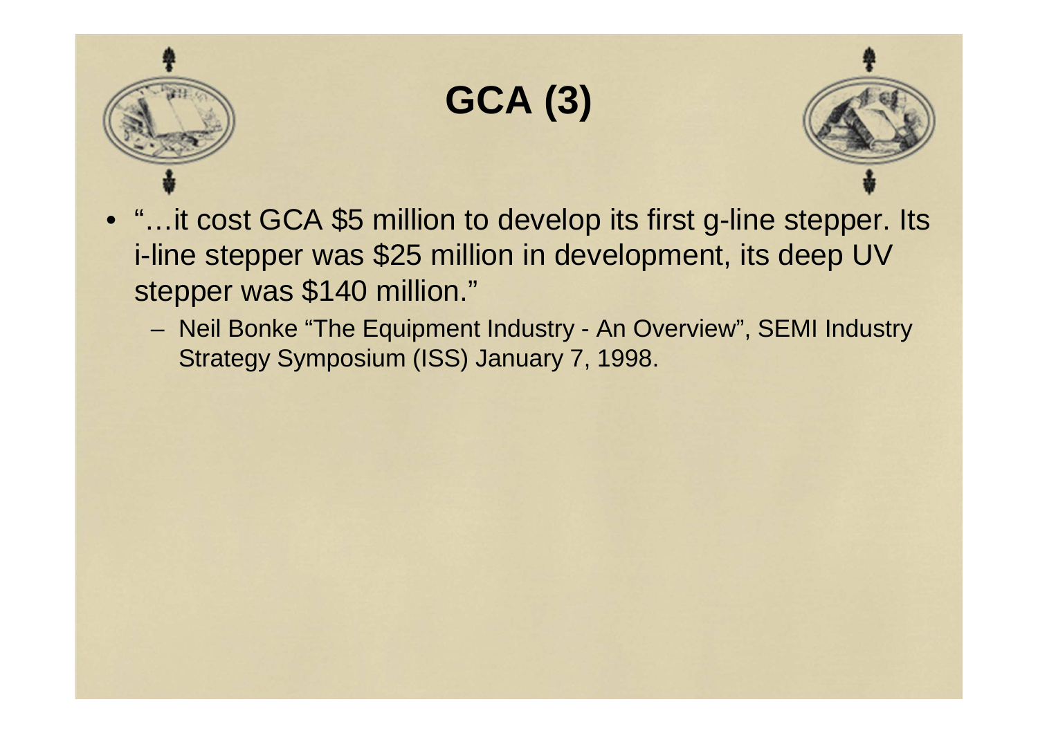# GCA (3)

- "…it cost GCA $5 million to develop its first g-line stepper. Its i-line stepper was $25 million in development, its deep UV stepper was $140 million."
  - Neil Bonke "The Equipment Industry - An Overview", SEMI Industry Strategy Symposium (ISS) January 7, 1998.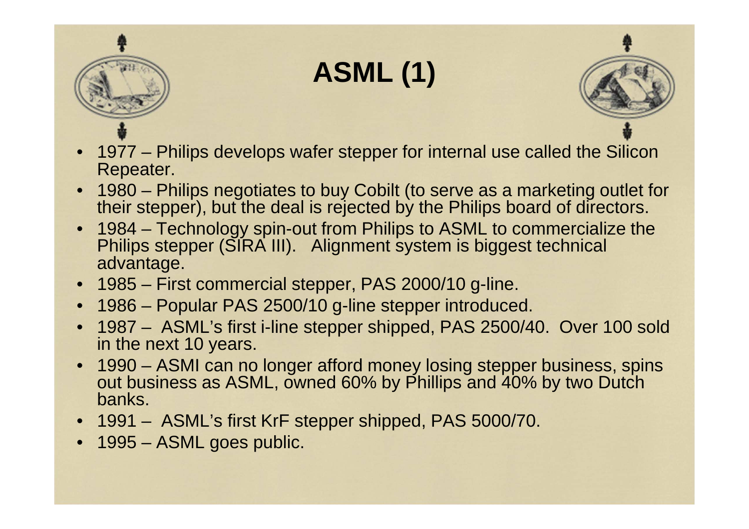# ASML (1)

- 1977 – Philips develops wafer stepper for internal use called the Silicon Repeater.
- 1980 – Philips negotiates to buy Cobilt (to serve as a marketing outlet for their stepper), but the deal is rejected by the Philips board of directors.
- 1984 – Technology spin-out from Philips to ASML to commercialize the Philips stepper (SIRA III). Alignment system is biggest technical advantage.
- 1985 – First commercial stepper, PAS 2000/10 g-line.
- 1986 – Popular PAS 2500/10 g-line stepper introduced.
- 1987 – ASML's first i-line stepper shipped, PAS 2500/40. Over 100 sold in the next 10 years.
- 1990 – ASMI can no longer afford money losing stepper business, spins out business as ASML, owned 60% by Phillips and 40% by two Dutch banks.
- 1991 – ASML's first KrF stepper shipped, PAS 5000/70.
- 1995 – ASML goes public.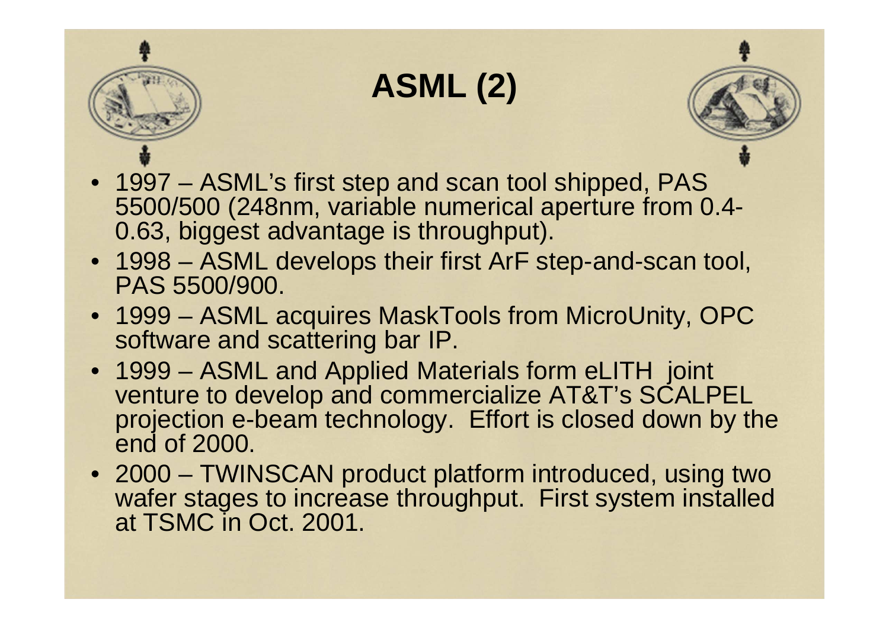# ASML (2)

- 1997 – ASML's first step and scan tool shipped, PAS 5500/500 (248nm, variable numerical aperture from 0.4-0.63, biggest advantage is throughput).
- 1998 – ASML develops their first ArF step-and-scan tool, PAS 5500/900.
- 1999 – ASML acquires MaskTools from MicroUnity, OPC software and scattering bar IP.
- 1999 – ASML and Applied Materials form eLITH joint venture to develop and commercialize AT&T's SCALPEL projection e-beam technology. Effort is closed down by the end of 2000.
- 2000 – TWINSCAN product platform introduced, using two wafer stages to increase throughput. First system installed at TSMC in Oct. 2001.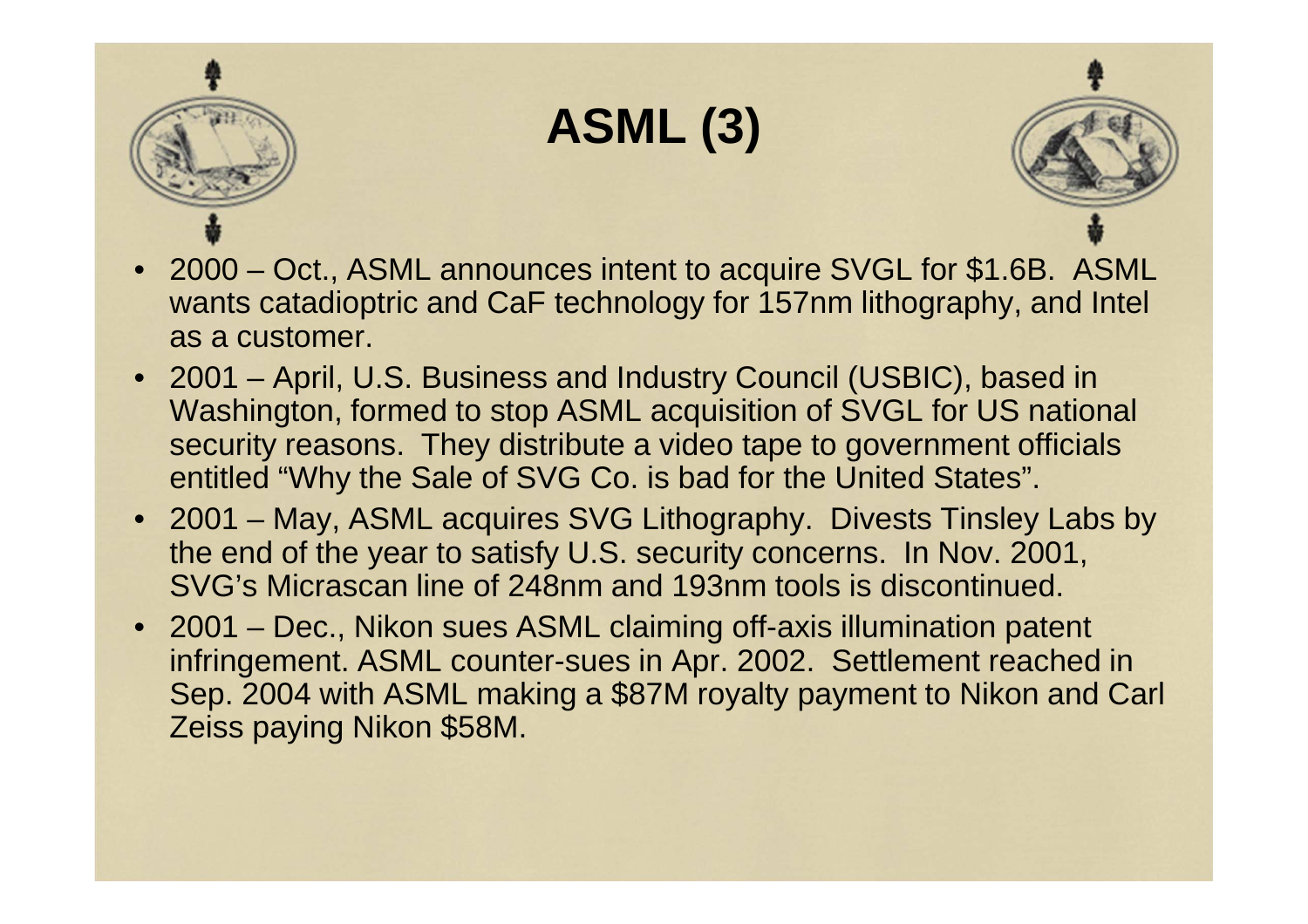# ASML (3)

- 2000 – Oct., ASML announces intent to acquire SVGL for $1.6B. ASML wants catadioptric and CaF technology for 157nm lithography, and Intel as a customer.
- 2001 – April, U.S. Business and Industry Council (USBIC), based in Washington, formed to stop ASML acquisition of SVGL for US national security reasons. They distribute a video tape to government officials entitled "Why the Sale of SVG Co. is bad for the United States".
- 2001 – May, ASML acquires SVG Lithography. Divests Tinsley Labs by the end of the year to satisfy U.S. security concerns. In Nov. 2001, SVG's Micrascan line of 248nm and 193nm tools is discontinued.
- 2001 – Dec., Nikon sues ASML claiming off-axis illumination patent infringement. ASML counter-sues in Apr. 2002. Settlement reached in Sep. 2004 with ASML making a $87M royalty payment to Nikon and Carl Zeiss paying Nikon $58M.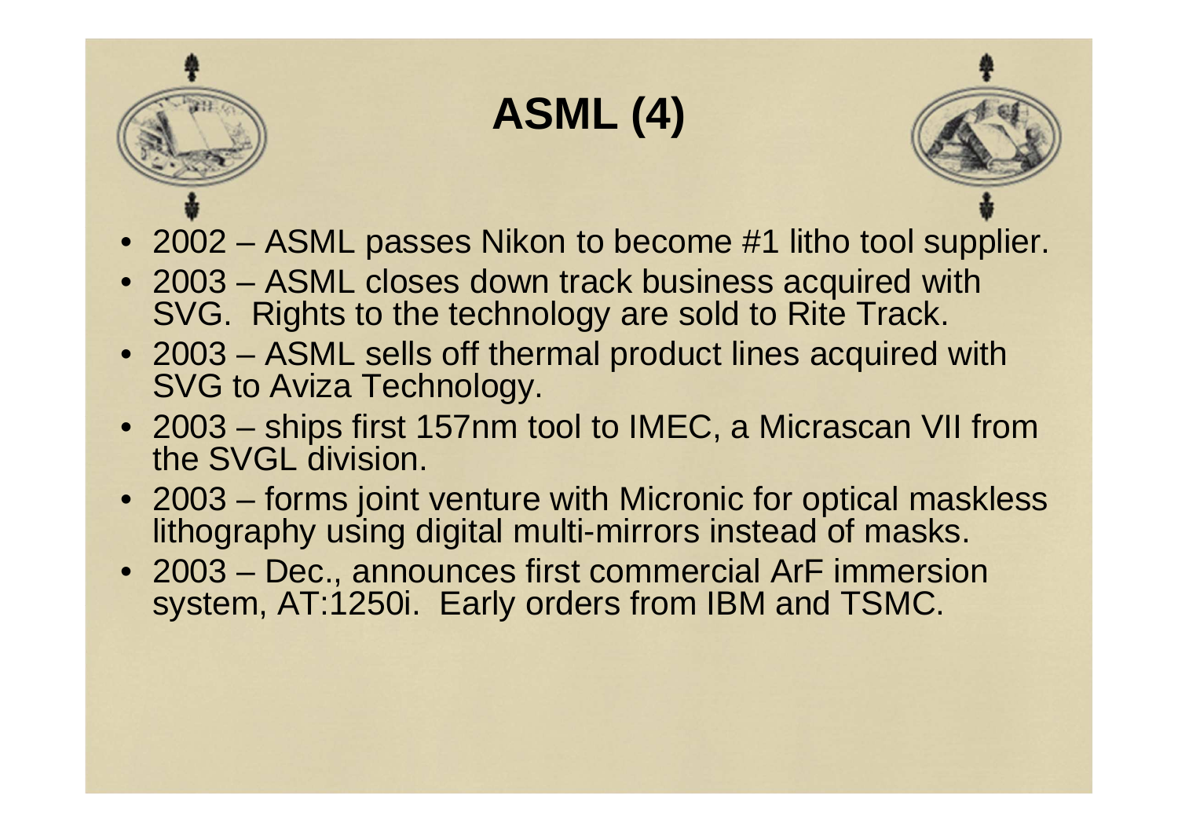# ASML (4)

- 2002 – ASML passes Nikon to become #1 litho tool supplier.
- 2003 – ASML closes down track business acquired with SVG. Rights to the technology are sold to Rite Track.
- 2003 – ASML sells off thermal product lines acquired with SVG to Aviza Technology.
- 2003 – ships first 157nm tool to IMEC, a Micrascan VII from the SVGL division.
- 2003 – forms joint venture with Micronic for optical maskless lithography using digital multi-mirrors instead of masks.
- 2003 – Dec., announces first commercial ArF immersion system, AT:1250i. Early orders from IBM and TSMC.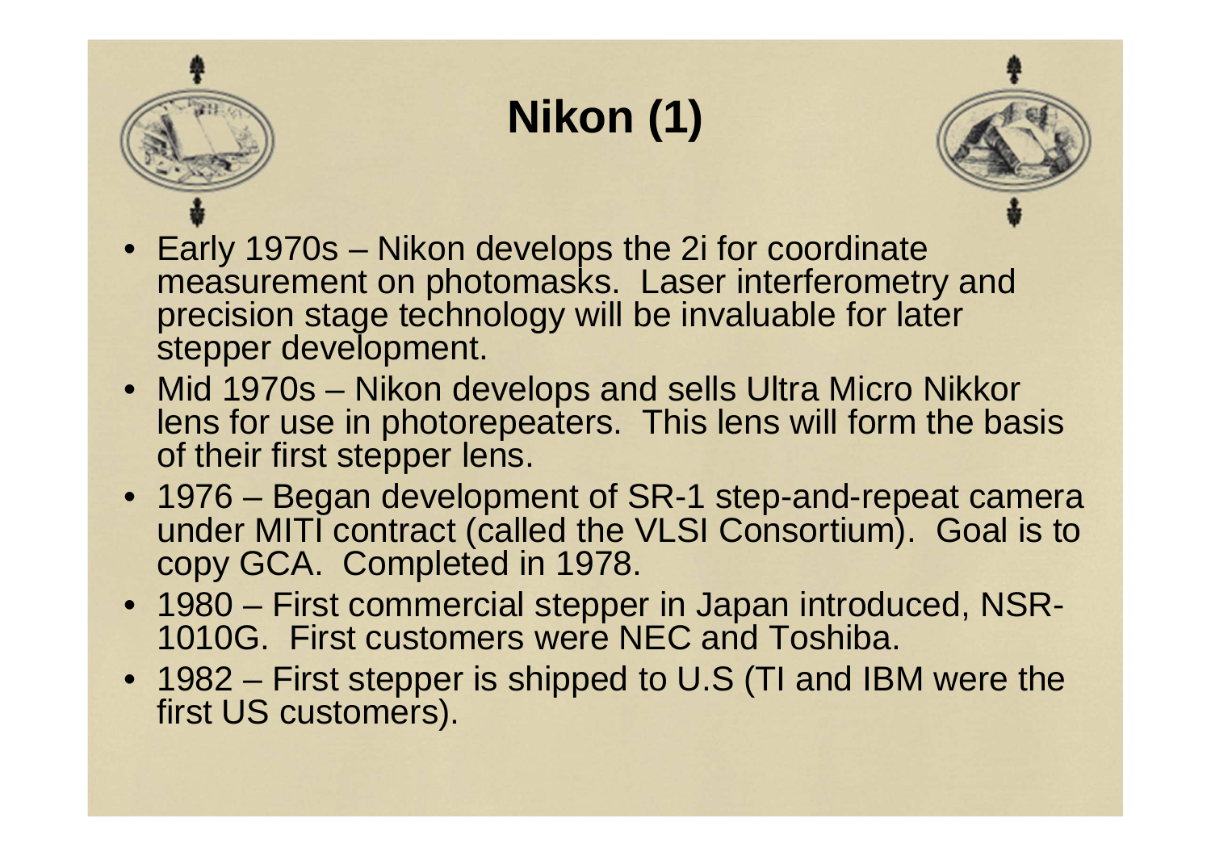# Nikon (1)

- Early 1970s – Nikon develops the 2i for coordinate measurement on photomasks. Laser interferometry and precision stage technology will be invaluable for later stepper development.
- Mid 1970s – Nikon develops and sells Ultra Micro Nikkor lens for use in photorepeaters. This lens will form the basis of their first stepper lens.
- 1976 – Began development of SR-1 step-and-repeat camera under MITI contract (called the VLSI Consortium). Goal is to copy GCA. Completed in 1978.
- 1980 – First commercial stepper in Japan introduced, NSR-1010G. First customers were NEC and Toshiba.
- 1982 – First stepper is shipped to U.S (TI and IBM were the first US customers).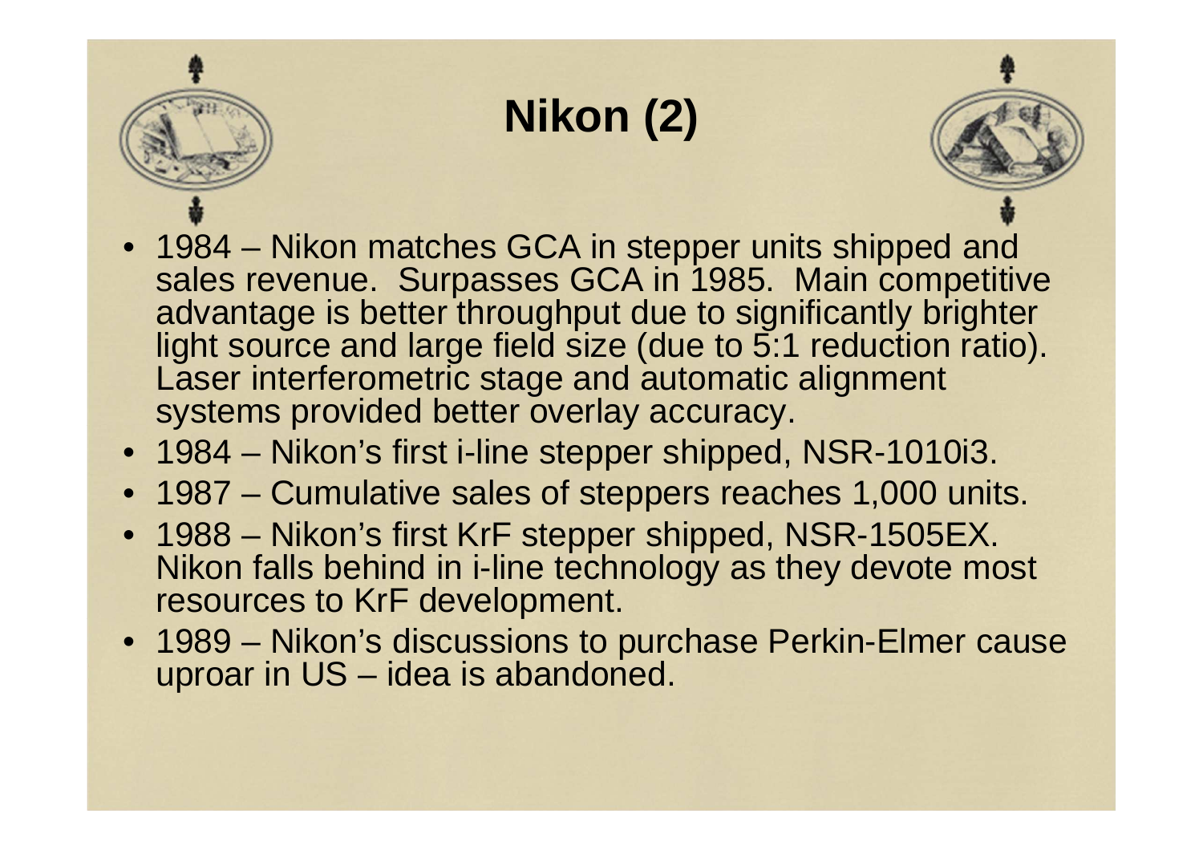# Nikon (2)

- 1984 – Nikon matches GCA in stepper units shipped and sales revenue. Surpasses GCA in 1985. Main competitive advantage is better throughput due to significantly brighter light source and large field size (due to 5:1 reduction ratio). Laser interferometric stage and automatic alignment systems provided better overlay accuracy.
- 1984 – Nikon's first i-line stepper shipped, NSR-1010i3.
- 1987 – Cumulative sales of steppers reaches 1,000 units.
- 1988 – Nikon's first KrF stepper shipped, NSR-1505EX. Nikon falls behind in i-line technology as they devote most resources to KrF development.
- 1989 – Nikon's discussions to purchase Perkin-Elmer cause uproar in US – idea is abandoned.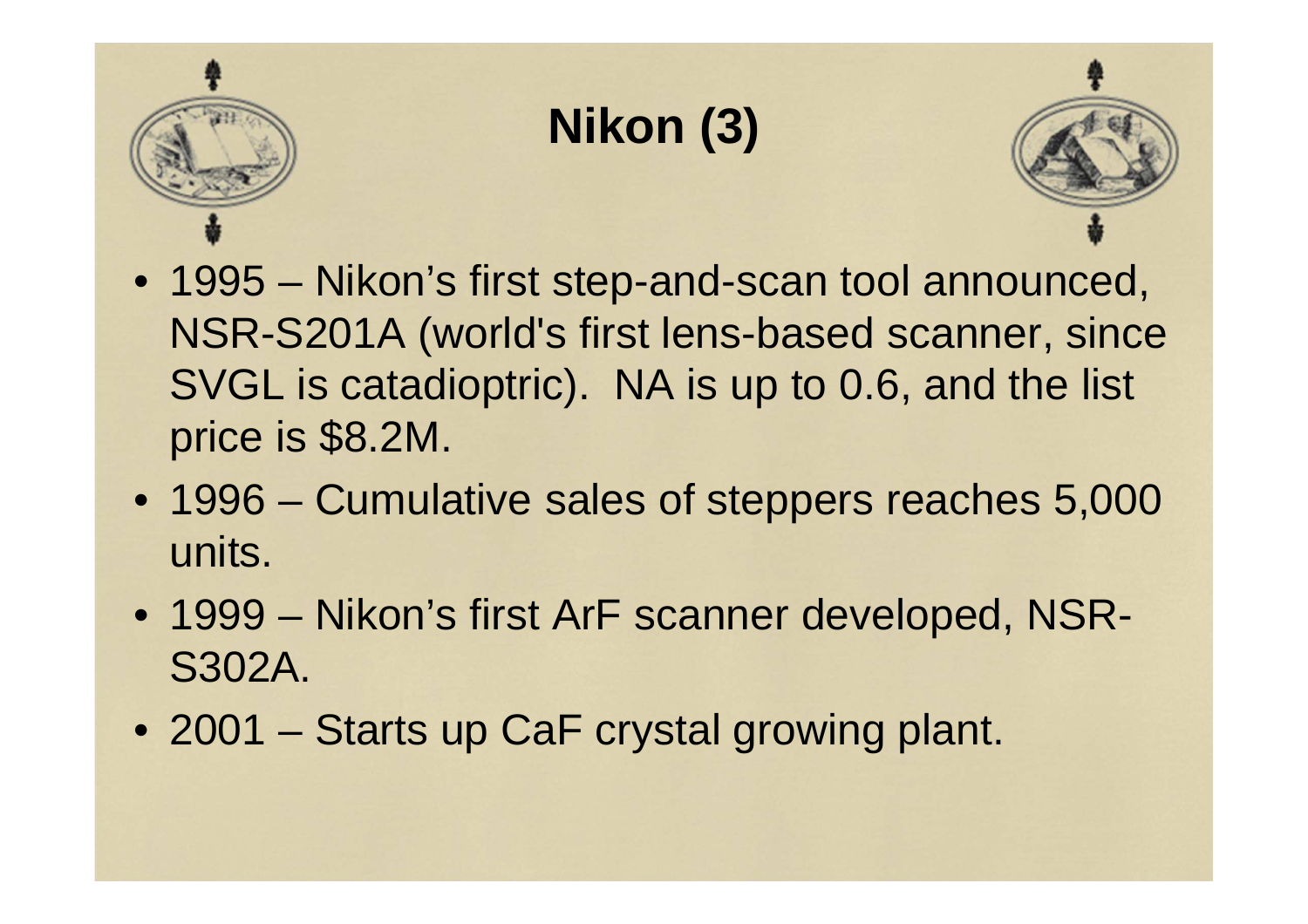# Nikon (3)

- 1995 – Nikon's first step-and-scan tool announced, NSR-S201A (world's first lens-based scanner, since SVGL is catadioptric). NA is up to 0.6, and the list price is $8.2M.
- 1996 – Cumulative sales of steppers reaches 5,000 units.
- 1999 – Nikon's first ArF scanner developed, NSR-S302A.
- 2001 – Starts up CaF crystal growing plant.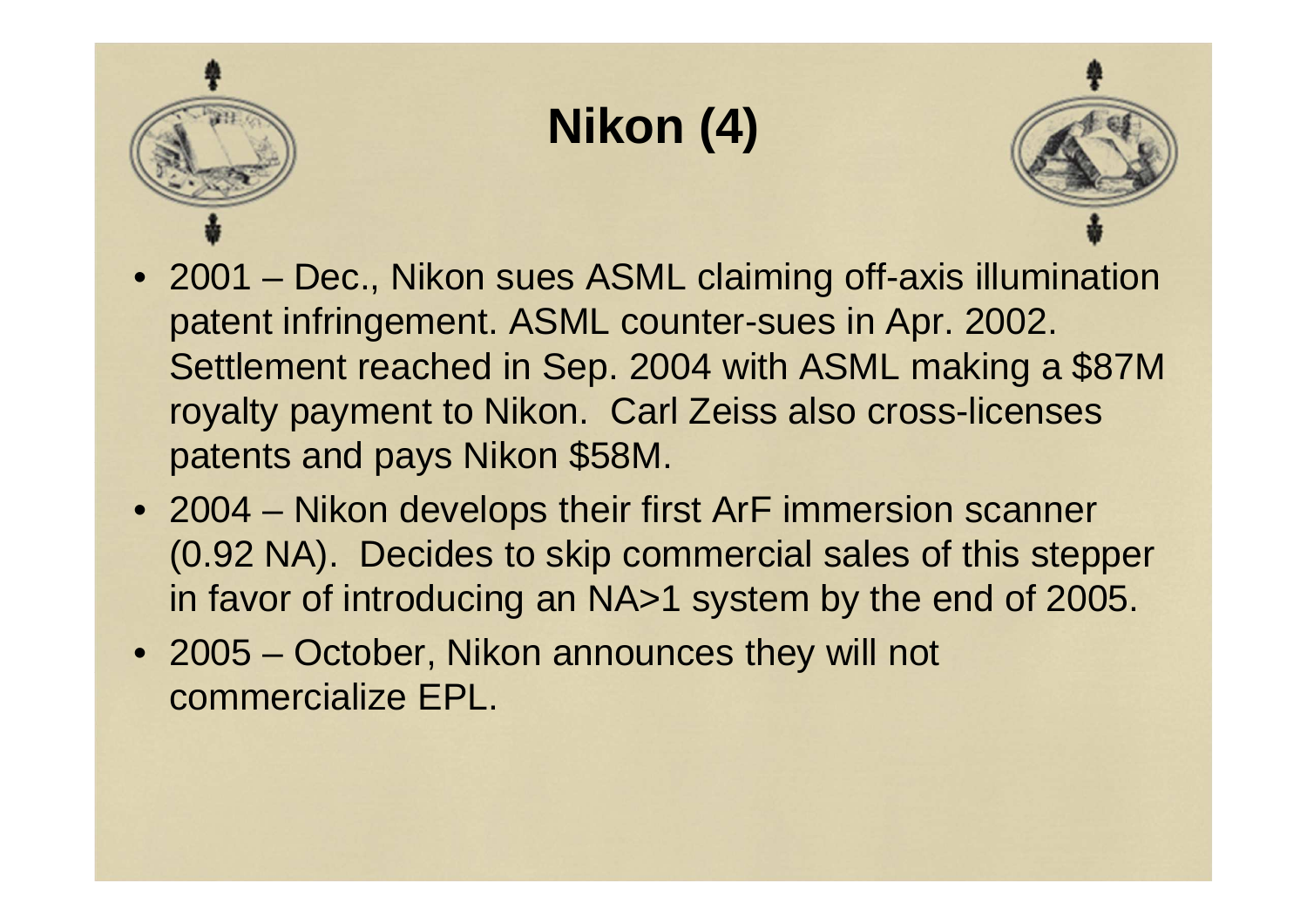# Nikon (4)

- 2001 – Dec., Nikon sues ASML claiming off-axis illumination patent infringement. ASML counter-sues in Apr. 2002. Settlement reached in Sep. 2004 with ASML making a $87M royalty payment to Nikon. Carl Zeiss also cross-licenses patents and pays Nikon $58M.
- 2004 – Nikon develops their first ArF immersion scanner (0.92 NA). Decides to skip commercial sales of this stepper in favor of introducing an NA>1 system by the end of 2005.
- 2005 – October, Nikon announces they will not commercialize EPL.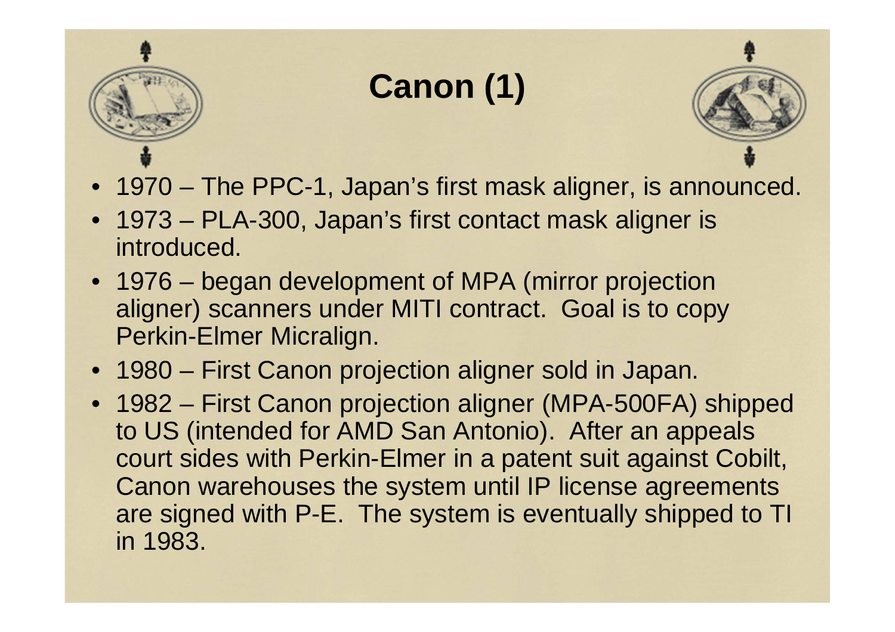# Canon (1)

- 1970 – The PPC-1, Japan's first mask aligner, is announced.
- 1973 – PLA-300, Japan's first contact mask aligner is introduced.
- 1976 – began development of MPA (mirror projection aligner) scanners under MITI contract. Goal is to copy Perkin-Elmer Micralign.
- 1980 – First Canon projection aligner sold in Japan.
- 1982 – First Canon projection aligner (MPA-500FA) shipped to US (intended for AMD San Antonio). After an appeals court sides with Perkin-Elmer in a patent suit against Cobilt, Canon warehouses the system until IP license agreements are signed with P-E. The system is eventually shipped to TI in 1983.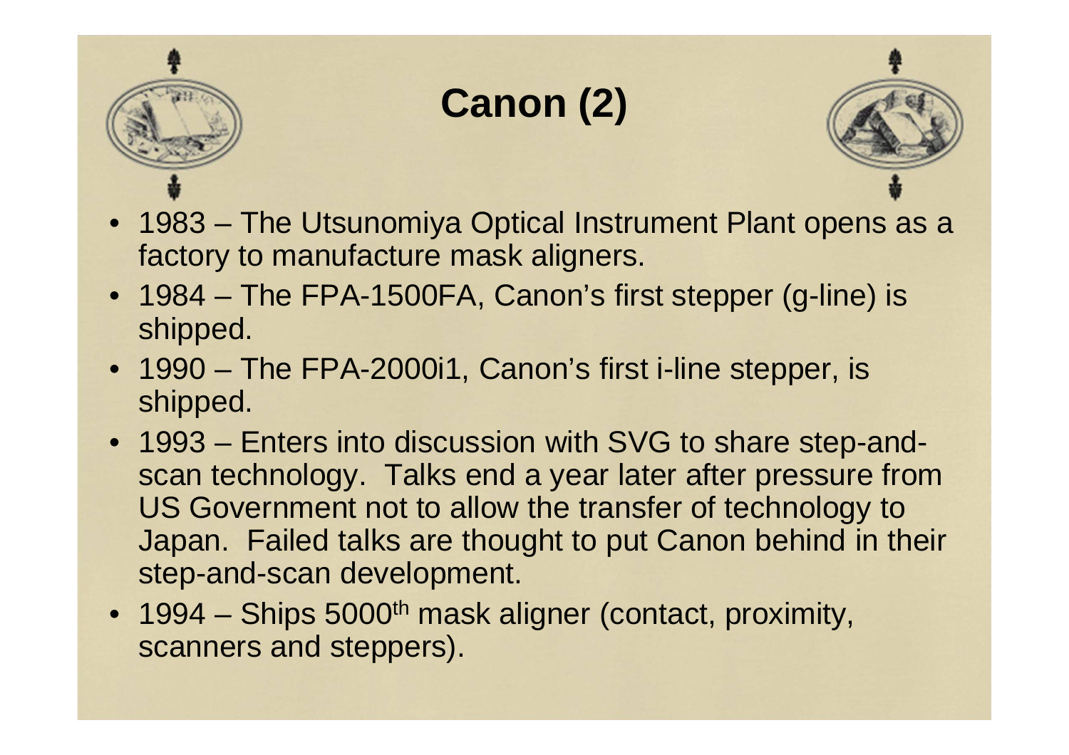# Canon (2)

- 1983 – The Utsunomiya Optical Instrument Plant opens as a factory to manufacture mask aligners.
- 1984 – The FPA-1500FA, Canon's first stepper (g-line) is shipped.
- 1990 – The FPA-2000i1, Canon's first i-line stepper, is shipped.
- 1993 – Enters into discussion with SVG to share step-and-scan technology. Talks end a year later after pressure from US Government not to allow the transfer of technology to Japan. Failed talks are thought to put Canon behind in their step-and-scan development.
- 1994 – Ships 5000$^{th}$ mask aligner (contact, proximity, scanners and steppers).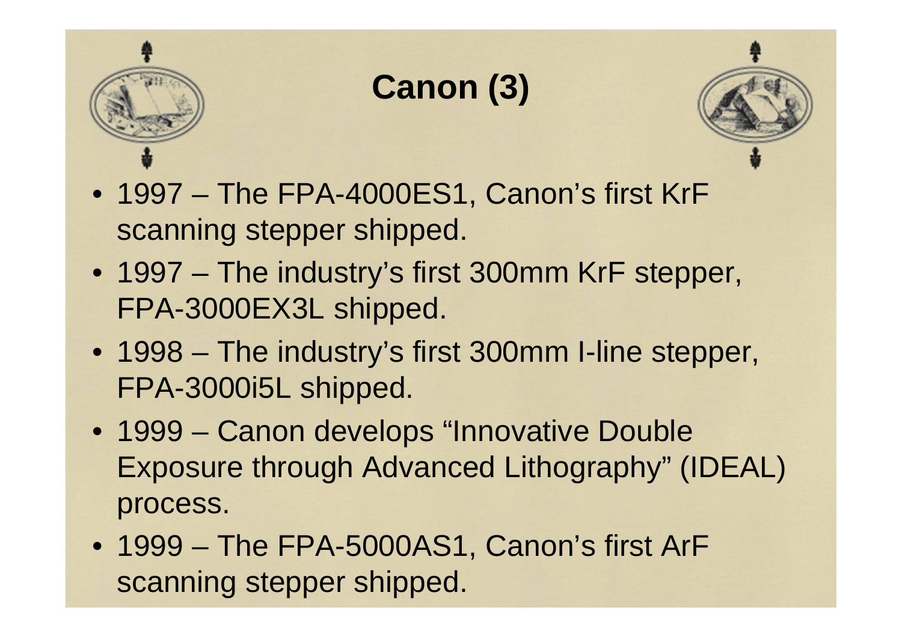# Canon (3)

- 1997 – The FPA-4000ES1, Canon's first KrF scanning stepper shipped.
- 1997 – The industry's first 300mm KrF stepper, FPA-3000EX3L shipped.
- 1998 – The industry's first 300mm I-line stepper, FPA-3000i5L shipped.
- 1999 – Canon develops "Innovative Double Exposure through Advanced Lithography" (IDEAL) process.
- 1999 – The FPA-5000AS1, Canon's first ArF scanning stepper shipped.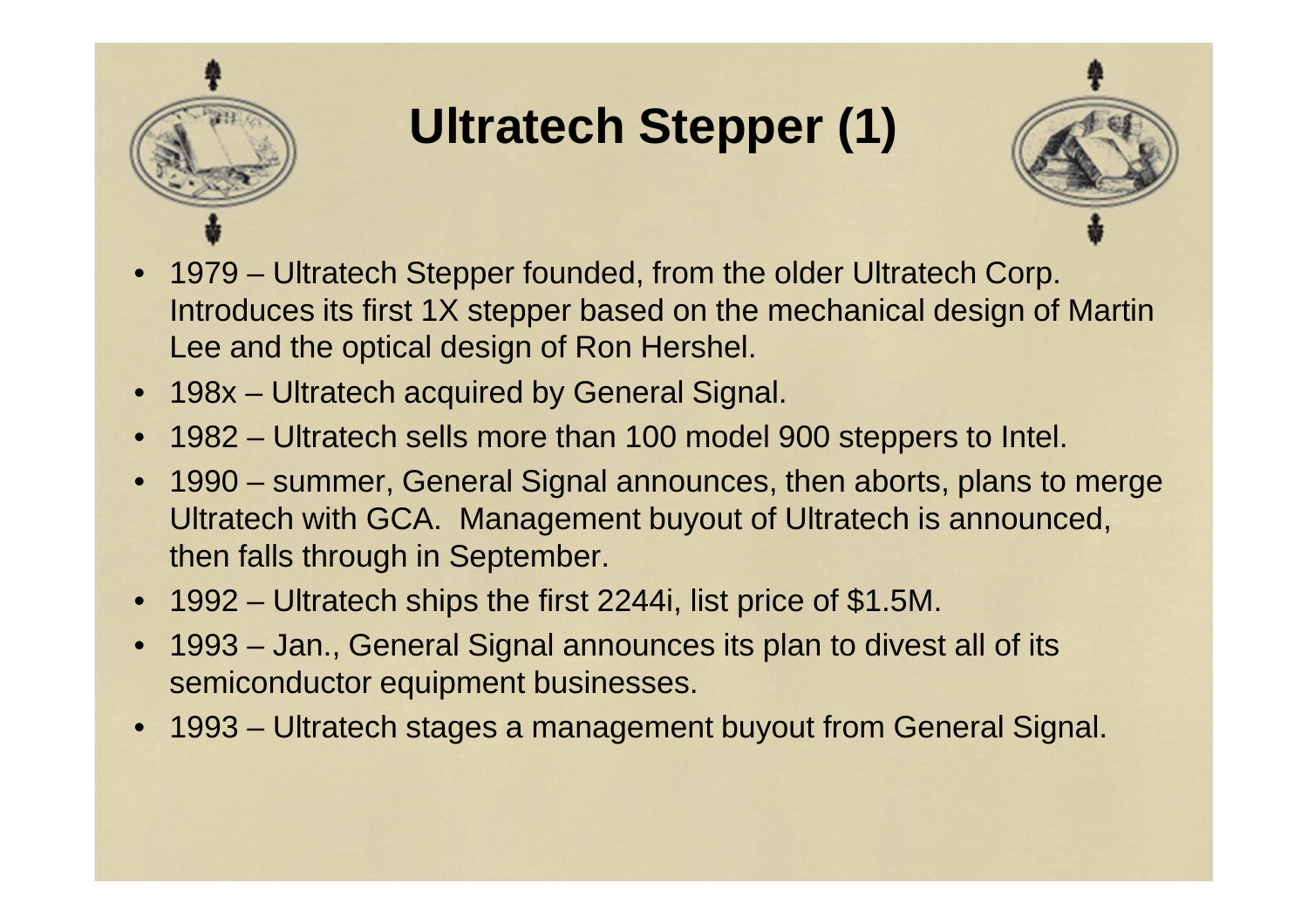# Ultratech Stepper (1)

- 1979 – Ultratech Stepper founded, from the older Ultratech Corp. Introduces its first 1X stepper based on the mechanical design of Martin Lee and the optical design of Ron Hershel.
- 198x – Ultratech acquired by General Signal.
- 1982 – Ultratech sells more than 100 model 900 steppers to Intel.
- 1990 – summer, General Signal announces, then aborts, plans to merge Ultratech with GCA. Management buyout of Ultratech is announced, then falls through in September.
- 1992 – Ultratech ships the first 2244i, list price of $1.5M.
- 1993 – Jan., General Signal announces its plan to divest all of its semiconductor equipment businesses.
- 1993 – Ultratech stages a management buyout from General Signal.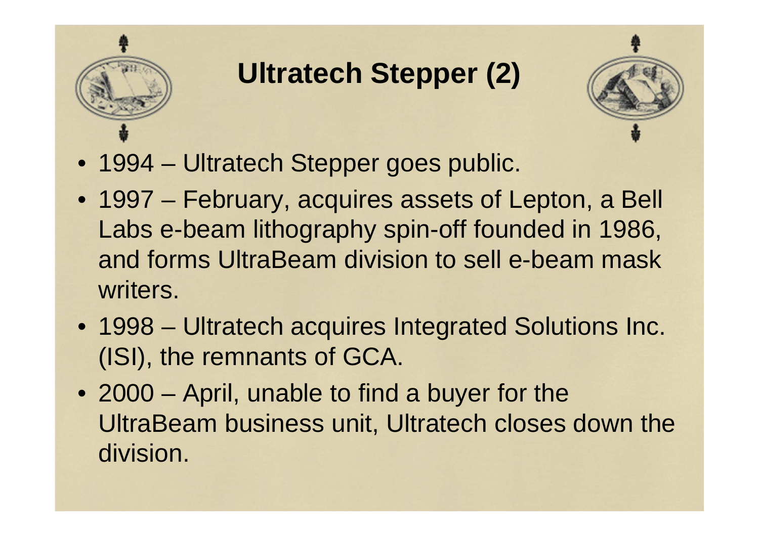# Ultratech Stepper (2)

- 1994 – Ultratech Stepper goes public.
- 1997 – February, acquires assets of Lepton, a Bell Labs e-beam lithography spin-off founded in 1986, and forms UltraBeam division to sell e-beam mask writers.
- 1998 – Ultratech acquires Integrated Solutions Inc. (ISI), the remnants of GCA.
- 2000 – April, unable to find a buyer for the UltraBeam business unit, Ultratech closes down the division.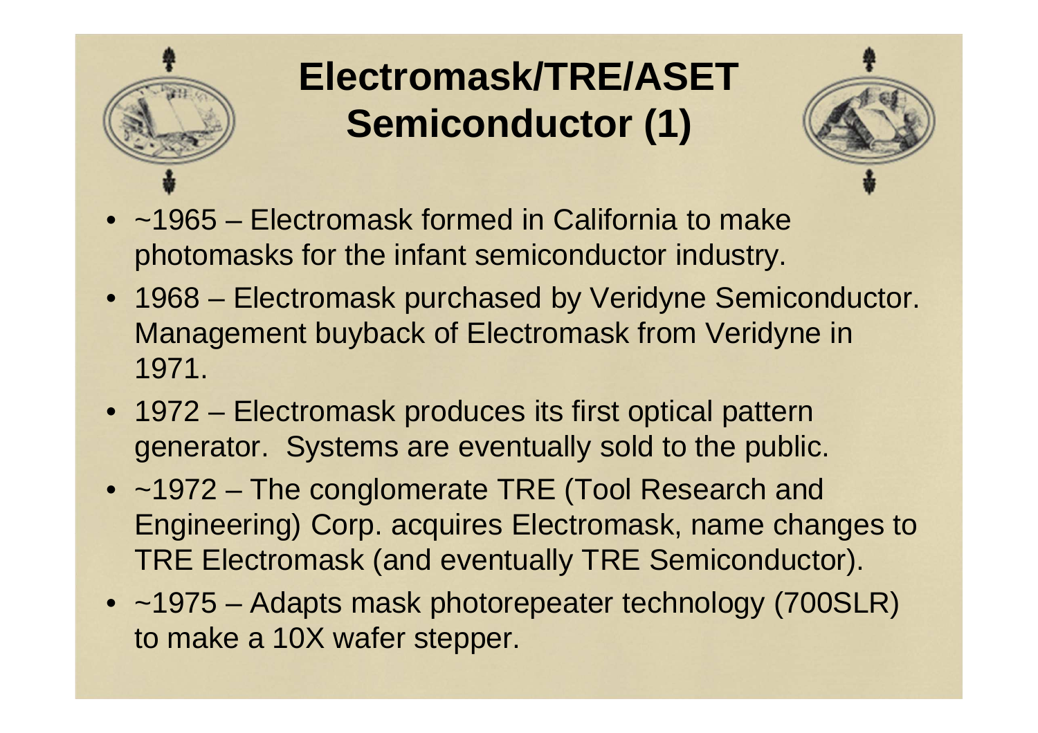# Electromask/TRE/ASET Semiconductor (1)

- ~1965 – Electromask formed in California to make photomasks for the infant semiconductor industry.
- 1968 – Electromask purchased by Veridyne Semiconductor. Management buyback of Electromask from Veridyne in 1971.
- 1972 – Electromask produces its first optical pattern generator. Systems are eventually sold to the public.
- ~1972 – The conglomerate TRE (Tool Research and Engineering) Corp. acquires Electromask, name changes to TRE Electromask (and eventually TRE Semiconductor).
- ~1975 – Adapts mask photorepeater technology (700SLR) to make a 10X wafer stepper.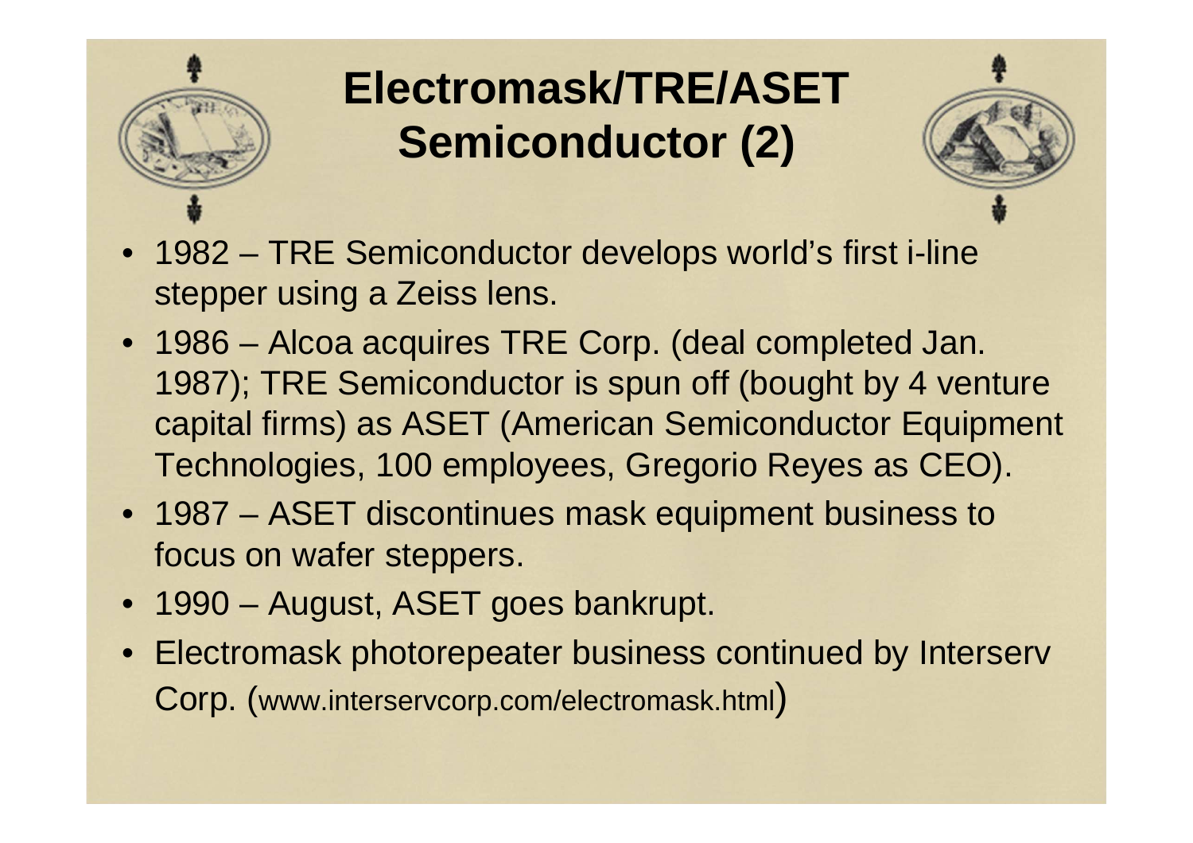# Electromask/TRE/ASET Semiconductor (2)

- 1982 – TRE Semiconductor develops world's first i-line stepper using a Zeiss lens.
- 1986 – Alcoa acquires TRE Corp. (deal completed Jan. 1987); TRE Semiconductor is spun off (bought by 4 venture capital firms) as ASET (American Semiconductor Equipment Technologies, 100 employees, Gregorio Reyes as CEO).
- 1987 – ASET discontinues mask equipment business to focus on wafer steppers.
- 1990 – August, ASET goes bankrupt.
- Electromask photorepeater business continued by Interserv Corp. (www.interservcorp.com/electromask.html)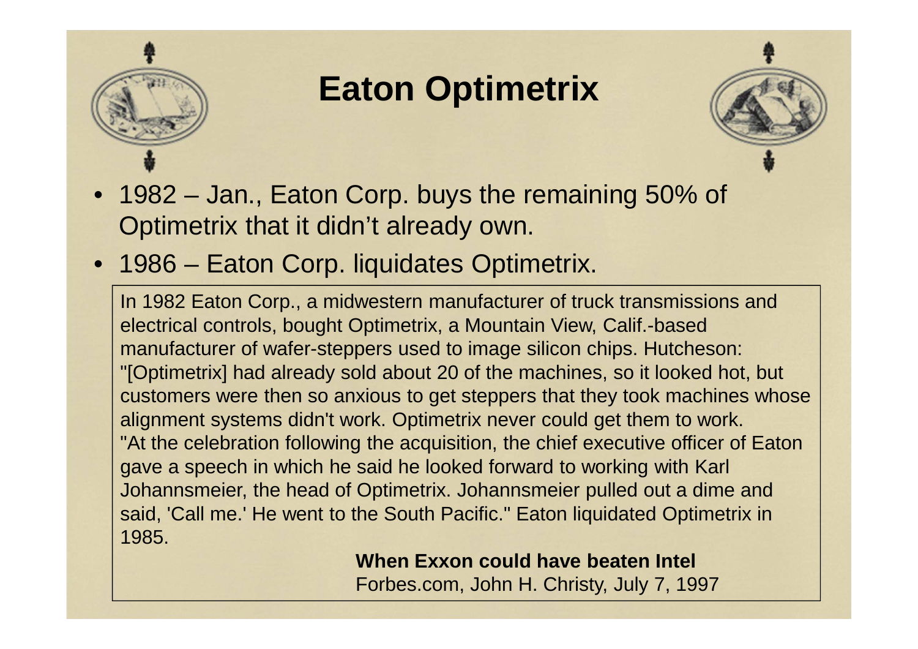# Eaton Optimetrix

- 1982 – Jan., Eaton Corp. buys the remaining 50% of Optimetrix that it didn't already own.
- 1986 – Eaton Corp. liquidates Optimetrix.

> In 1982 Eaton Corp., a midwestern manufacturer of truck transmissions and electrical controls, bought Optimetrix, a Mountain View, Calif.-based manufacturer of wafer-steppers used to image silicon chips. Hutcheson: "[Optimetrix] had already sold about 20 of the machines, so it looked hot, but customers were then so anxious to get steppers that they took machines whose alignment systems didn't work. Optimetrix never could get them to work. "At the celebration following the acquisition, the chief executive officer of Eaton gave a speech in which he said he looked forward to working with Karl Johannsmeier, the head of Optimetrix. Johannsmeier pulled out a dime and said, 'Call me.' He went to the South Pacific." Eaton liquidated Optimetrix in 1985.
>
> **When Exxon could have beaten Intel**
> Forbes.com, John H. Christy, July 7, 1997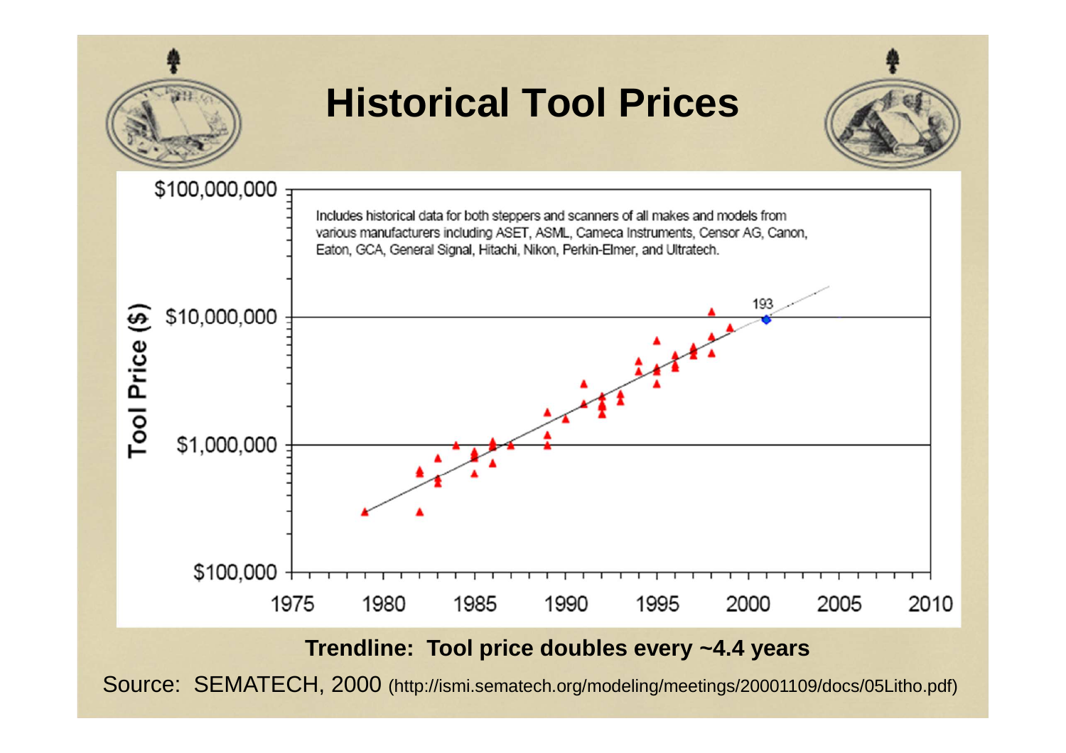# Historical Tool Prices

$100,000,000

Includes historical data for both steppers and scanners of all makes and models from various manufacturers including ASET, ASML, Cameca Instruments, Censor AG, Canon, Eaton, GCA, General Signal, Hitachi, Nikon, Perkin-Elmer, and Ultratech.

193

$10,000,000

Tool Price ($)

$1,000,000

$100,000

1975 1980 1985 1990 1995 2000 2005 2010

**Trendline: Tool price doubles every ~4.4 years**

Source: SEMATECH, 2000 (http://ismi.sematech.org/modeling/meetings/20001109/docs/05Litho.pdf)